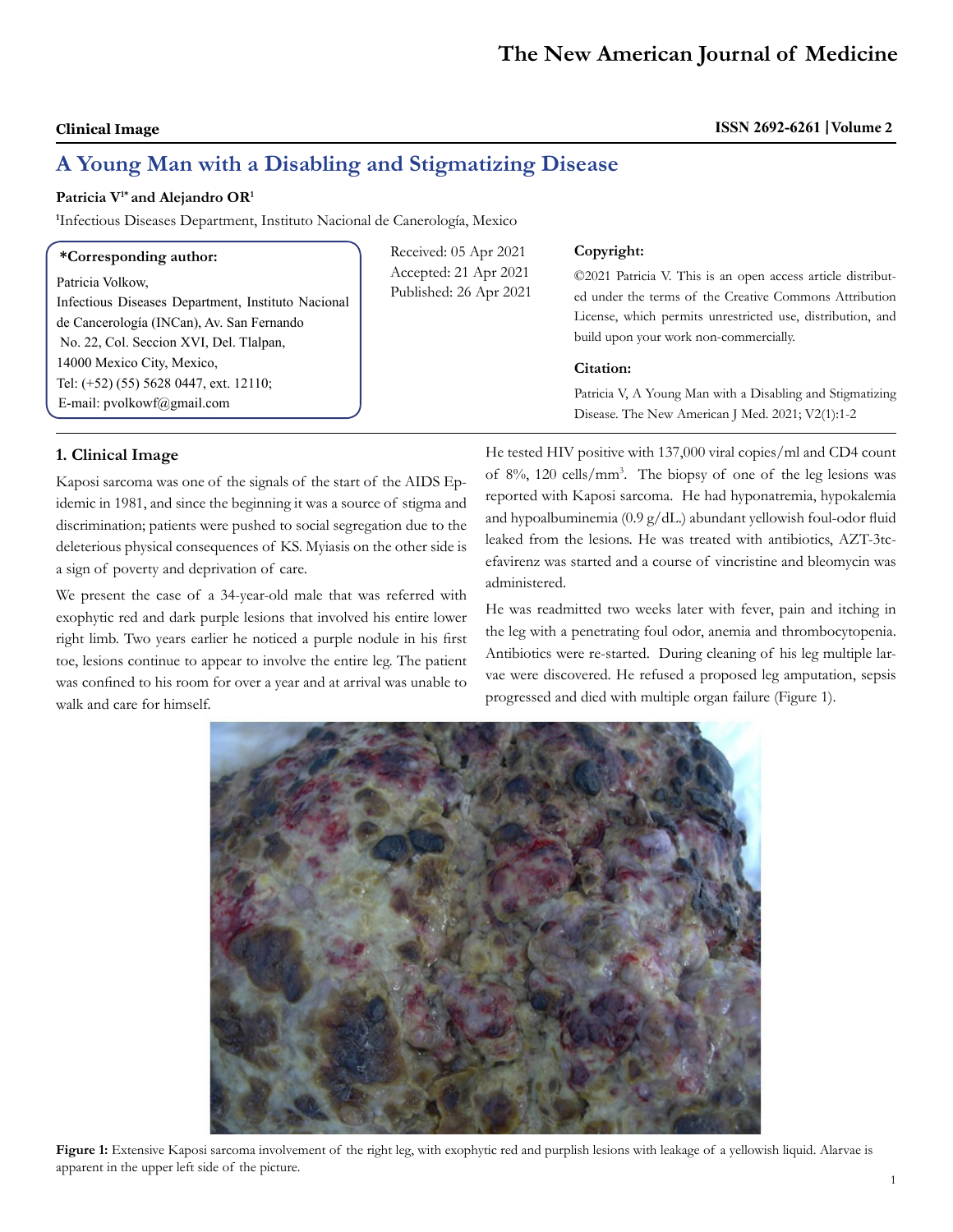**Clinical Image**

# A Young Man with a Disabling and Stigmatizing Disease

**Patricia V[1*] and Alejandro OR[1]**

[1]Infectious Diseases Department, Instituto Nacional de Canerología, Mexico

**\*Corresponding author:**

Patricia Volkow,
Infectious Diseases Department, Instituto Nacional de Cancerología (INCan), Av. San Fernando No. 22, Col. Seccion XVI, Del. Tlalpan, 14000 Mexico City, Mexico,
Tel: (+52) (55) 5628 0447, ext. 12110;
E-mail: pvolkowf@gmail.com

Received: 05 Apr 2021
Accepted: 21 Apr 2021
Published: 26 Apr 2021

**Copyright:**

©2021 Patricia V. This is an open access article distributed under the terms of the Creative Commons Attribution License, which permits unrestricted use, distribution, and build upon your work non-commercially.

**Citation:**

Patricia V, A Young Man with a Disabling and Stigmatizing Disease. The New American J Med. 2021; V2(1):1-2

## 1. Clinical Image

Kaposi sarcoma was one of the signals of the start of the AIDS Epidemic in 1981, and since the beginning it was a source of stigma and discrimination; patients were pushed to social segregation due to the deleterious physical consequences of KS. Myiasis on the other side is a sign of poverty and deprivation of care.

We present the case of a 34-year-old male that was referred with exophytic red and dark purple lesions that involved his entire lower right limb. Two years earlier he noticed a purple nodule in his first toe, lesions continue to appear to involve the entire leg. The patient was confined to his room for over a year and at arrival was unable to walk and care for himself.

He tested HIV positive with 137,000 viral copies/ml and CD4 count of 8%, 120 cells/mm$^3$. The biopsy of one of the leg lesions was reported with Kaposi sarcoma. He had hyponatremia, hypokalemia and hypoalbuminemia (0.9 g/dL.) abundant yellowish foul-odor fluid leaked from the lesions. He was treated with antibiotics, AZT-3tc-efavirenz was started and a course of vincristine and bleomycin was administered.

He was readmitted two weeks later with fever, pain and itching in the leg with a penetrating foul odor, anemia and thrombocytopenia. Antibiotics were re-started. During cleaning of his leg multiple larvae were discovered. He refused a proposed leg amputation, sepsis progressed and died with multiple organ failure (Figure 1).

**Figure 1:** Extensive Kaposi sarcoma involvement of the right leg, with exophytic red and purplish lesions with leakage of a yellowish liquid. Alarvae is apparent in the upper left side of the picture.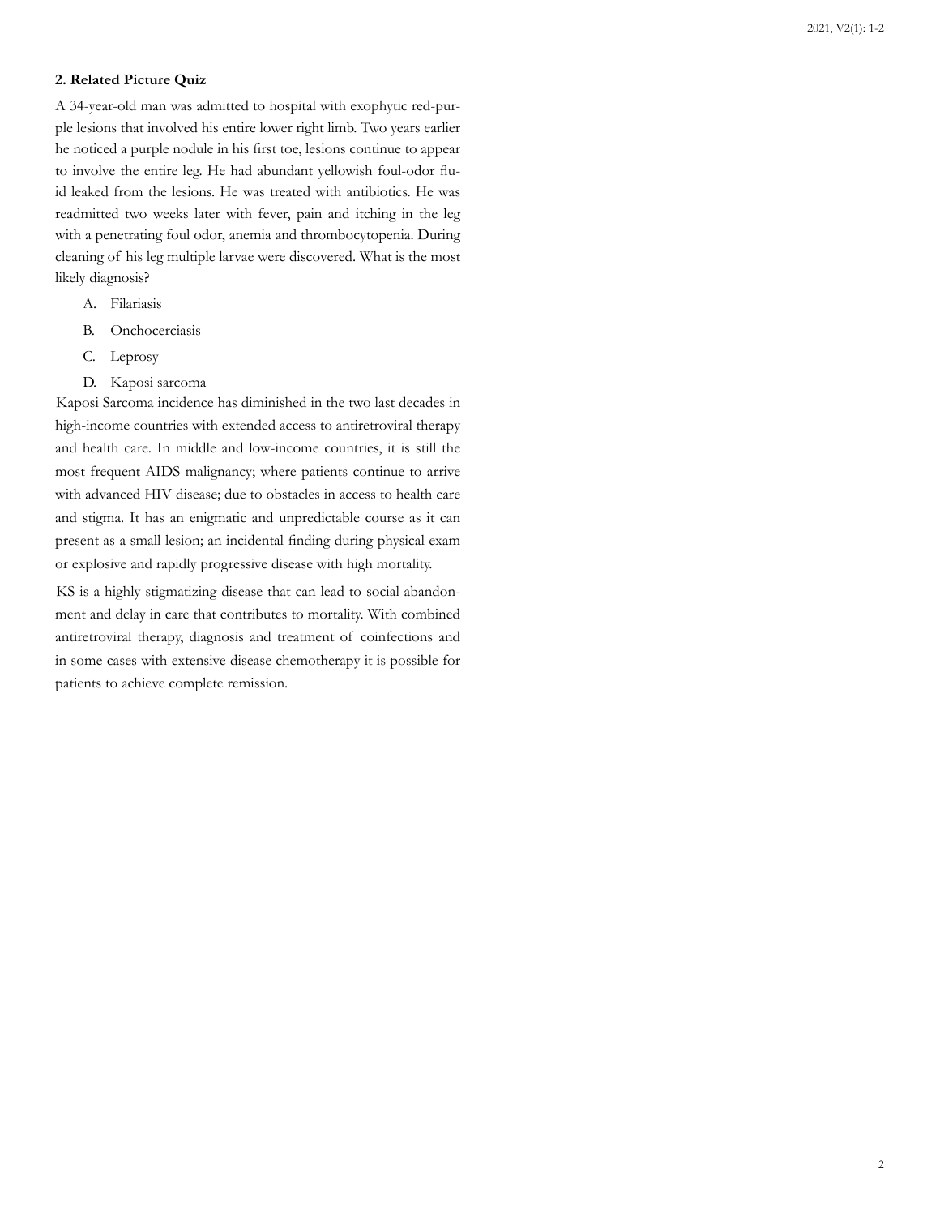## 2. Related Picture Quiz

A 34-year-old man was admitted to hospital with exophytic red-purple lesions that involved his entire lower right limb. Two years earlier he noticed a purple nodule in his first toe, lesions continue to appear to involve the entire leg. He had abundant yellowish foul-odor fluid leaked from the lesions. He was treated with antibiotics. He was readmitted two weeks later with fever, pain and itching in the leg with a penetrating foul odor, anemia and thrombocytopenia. During cleaning of his leg multiple larvae were discovered. What is the most likely diagnosis?

A. Filariasis

B. Onchocerciasis

C. Leprosy

D. Kaposi sarcoma

Kaposi Sarcoma incidence has diminished in the two last decades in high-income countries with extended access to antiretroviral therapy and health care. In middle and low-income countries, it is still the most frequent AIDS malignancy; where patients continue to arrive with advanced HIV disease; due to obstacles in access to health care and stigma. It has an enigmatic and unpredictable course as it can present as a small lesion; an incidental finding during physical exam or explosive and rapidly progressive disease with high mortality.

KS is a highly stigmatizing disease that can lead to social abandonment and delay in care that contributes to mortality. With combined antiretroviral therapy, diagnosis and treatment of coinfections and in some cases with extensive disease chemotherapy it is possible for patients to achieve complete remission.